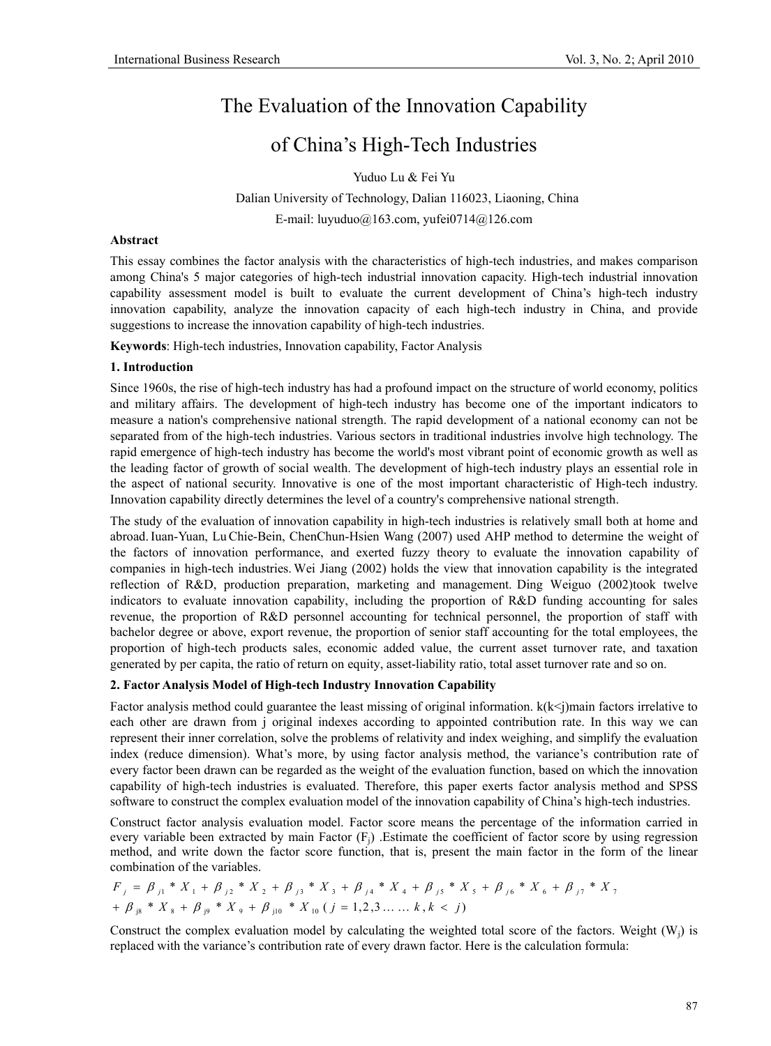# The Evaluation of the Innovation Capability of China's High-Tech Industries

Yuduo Lu & Fei Yu

Dalian University of Technology, Dalian 116023, Liaoning, China

E-mail: luyuduo@163.com, yufei0714@126.com

**Abstract**

This essay combines the factor analysis with the characteristics of high-tech industries, and makes comparison among China's 5 major categories of high-tech industrial innovation capacity. High-tech industrial innovation capability assessment model is built to evaluate the current development of China's high-tech industry innovation capability, analyze the innovation capacity of each high-tech industry in China, and provide suggestions to increase the innovation capability of high-tech industries.

**Keywords**: High-tech industries, Innovation capability, Factor Analysis

## 1. Introduction

Since 1960s, the rise of high-tech industry has had a profound impact on the structure of world economy, politics and military affairs. The development of high-tech industry has become one of the important indicators to measure a nation's comprehensive national strength. The rapid development of a national economy can not be separated from of the high-tech industries. Various sectors in traditional industries involve high technology. The rapid emergence of high-tech industry has become the world's most vibrant point of economic growth as well as the leading factor of growth of social wealth. The development of high-tech industry plays an essential role in the aspect of national security. Innovative is one of the most important characteristic of High-tech industry. Innovation capability directly determines the level of a country's comprehensive national strength.

The study of the evaluation of innovation capability in high-tech industries is relatively small both at home and abroad. Iuan-Yuan, Lu Chie-Bein, ChenChun-Hsien Wang (2007) used AHP method to determine the weight of the factors of innovation performance, and exerted fuzzy theory to evaluate the innovation capability of companies in high-tech industries. Wei Jiang (2002) holds the view that innovation capability is the integrated reflection of R&D, production preparation, marketing and management. Ding Weiguo (2002)took twelve indicators to evaluate innovation capability, including the proportion of R&D funding accounting for sales revenue, the proportion of R&D personnel accounting for technical personnel, the proportion of staff with bachelor degree or above, export revenue, the proportion of senior staff accounting for the total employees, the proportion of high-tech products sales, economic added value, the current asset turnover rate, and taxation generated by per capita, the ratio of return on equity, asset-liability ratio, total asset turnover rate and so on.

## 2. Factor Analysis Model of High-tech Industry Innovation Capability

Factor analysis method could guarantee the least missing of original information. k(k<j)main factors irrelative to each other are drawn from j original indexes according to appointed contribution rate. In this way we can represent their inner correlation, solve the problems of relativity and index weighing, and simplify the evaluation index (reduce dimension). What's more, by using factor analysis method, the variance's contribution rate of every factor been drawn can be regarded as the weight of the evaluation function, based on which the innovation capability of high-tech industries is evaluated. Therefore, this paper exerts factor analysis method and SPSS software to construct the complex evaluation model of the innovation capability of China's high-tech industries.

Construct factor analysis evaluation model. Factor score means the percentage of the information carried in every variable been extracted by main Factor ($F_j$) .Estimate the coefficient of factor score by using regression method, and write down the factor score function, that is, present the main factor in the form of the linear combination of the variables.

$$F_j = \beta_{j1} * X_1 + \beta_{j2} * X_2 + \beta_{j3} * X_3 + \beta_{j4} * X_4 + \beta_{j5} * X_5 + \beta_{j6} * X_6 + \beta_{j7} * X_7$$
$$+ \beta_{j8} * X_8 + \beta_{j9} * X_9 + \beta_{j10} * X_{10} \ (j = 1,2,3 \dots \dots k, k < j)$$

Construct the complex evaluation model by calculating the weighted total score of the factors. Weight ($W_j$) is replaced with the variance's contribution rate of every drawn factor. Here is the calculation formula: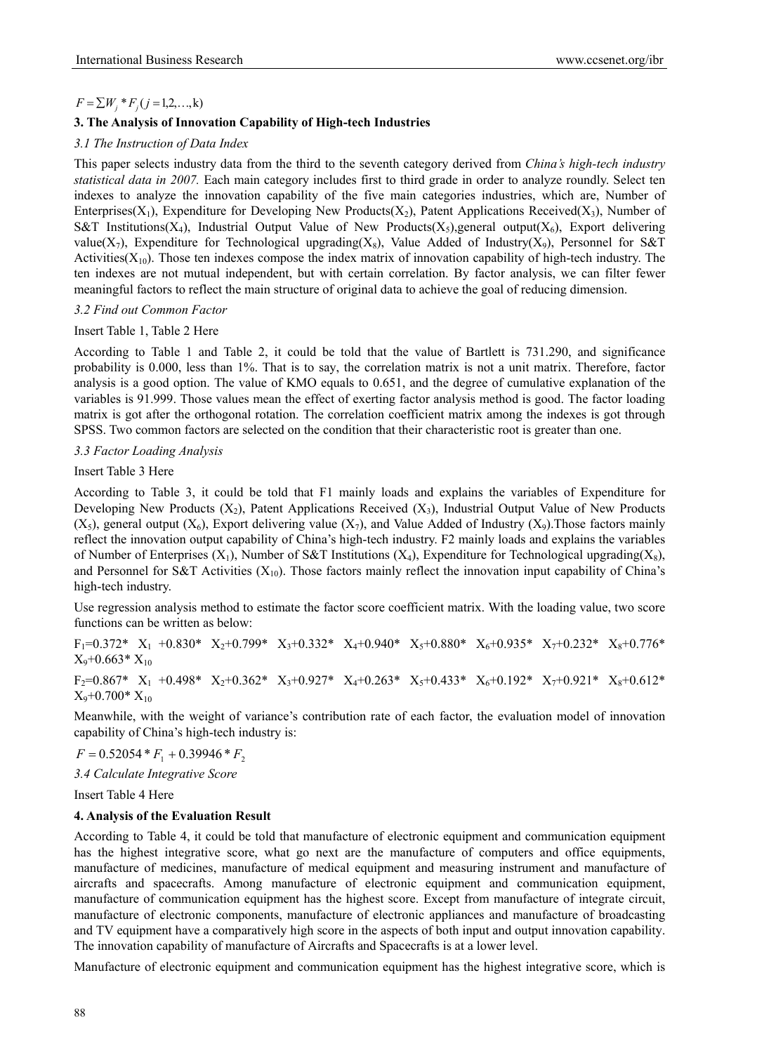$F = \sum W_j * F_j (j = 1,2,\ldots,k)$

## 3. The Analysis of Innovation Capability of High-tech Industries

### *3.1 The Instruction of Data Index*

This paper selects industry data from the third to the seventh category derived from *China's high-tech industry statistical data in 2007.* Each main category includes first to third grade in order to analyze roundly. Select ten indexes to analyze the innovation capability of the five main categories industries, which are, Number of Enterprises($X_1$), Expenditure for Developing New Products($X_2$), Patent Applications Received($X_3$), Number of S&T Institutions($X_4$), Industrial Output Value of New Products($X_5$),general output($X_6$), Export delivering value($X_7$), Expenditure for Technological upgrading($X_8$), Value Added of Industry($X_9$), Personnel for S&T Activities($X_{10}$). Those ten indexes compose the index matrix of innovation capability of high-tech industry. The ten indexes are not mutual independent, but with certain correlation. By factor analysis, we can filter fewer meaningful factors to reflect the main structure of original data to achieve the goal of reducing dimension.

### *3.2 Find out Common Factor*

Insert Table 1, Table 2 Here

According to Table 1 and Table 2, it could be told that the value of Bartlett is 731.290, and significance probability is 0.000, less than 1%. That is to say, the correlation matrix is not a unit matrix. Therefore, factor analysis is a good option. The value of KMO equals to 0.651, and the degree of cumulative explanation of the variables is 91.999. Those values mean the effect of exerting factor analysis method is good. The factor loading matrix is got after the orthogonal rotation. The correlation coefficient matrix among the indexes is got through SPSS. Two common factors are selected on the condition that their characteristic root is greater than one.

### *3.3 Factor Loading Analysis*

Insert Table 3 Here

According to Table 3, it could be told that F1 mainly loads and explains the variables of Expenditure for Developing New Products ($X_2$), Patent Applications Received ($X_3$), Industrial Output Value of New Products ($X_5$), general output ($X_6$), Export delivering value ($X_7$), and Value Added of Industry ($X_9$).Those factors mainly reflect the innovation output capability of China's high-tech industry. F2 mainly loads and explains the variables of Number of Enterprises ($X_1$), Number of S&T Institutions ($X_4$), Expenditure for Technological upgrading($X_8$), and Personnel for S&T Activities ($X_{10}$). Those factors mainly reflect the innovation input capability of China's high-tech industry.

Use regression analysis method to estimate the factor score coefficient matrix. With the loading value, two score functions can be written as below:

$F_1$=0.372* $X_1$ +0.830* $X_2$+0.799* $X_3$+0.332* $X_4$+0.940* $X_5$+0.880* $X_6$+0.935* $X_7$+0.232* $X_8$+0.776* $X_9$+0.663* $X_{10}$

$F_2$=0.867* $X_1$ +0.498* $X_2$+0.362* $X_3$+0.927* $X_4$+0.263* $X_5$+0.433* $X_6$+0.192* $X_7$+0.921* $X_8$+0.612* $X_9$+0.700* $X_{10}$

Meanwhile, with the weight of variance's contribution rate of each factor, the evaluation model of innovation capability of China's high-tech industry is:

$F = 0.52054 * F_1 + 0.39946 * F_2$

### *3.4 Calculate Integrative Score*

Insert Table 4 Here

## 4. Analysis of the Evaluation Result

According to Table 4, it could be told that manufacture of electronic equipment and communication equipment has the highest integrative score, what go next are the manufacture of computers and office equipments, manufacture of medicines, manufacture of medical equipment and measuring instrument and manufacture of aircrafts and spacecrafts. Among manufacture of electronic equipment and communication equipment, manufacture of communication equipment has the highest score. Except from manufacture of integrate circuit, manufacture of electronic components, manufacture of electronic appliances and manufacture of broadcasting and TV equipment have a comparatively high score in the aspects of both input and output innovation capability. The innovation capability of manufacture of Aircrafts and Spacecrafts is at a lower level.

Manufacture of electronic equipment and communication equipment has the highest integrative score, which is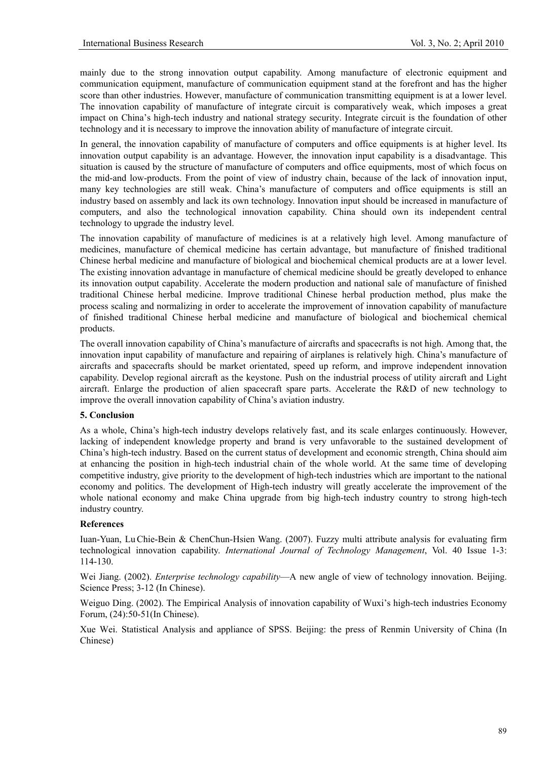mainly due to the strong innovation output capability. Among manufacture of electronic equipment and communication equipment, manufacture of communication equipment stand at the forefront and has the higher score than other industries. However, manufacture of communication transmitting equipment is at a lower level. The innovation capability of manufacture of integrate circuit is comparatively weak, which imposes a great impact on China's high-tech industry and national strategy security. Integrate circuit is the foundation of other technology and it is necessary to improve the innovation ability of manufacture of integrate circuit.

In general, the innovation capability of manufacture of computers and office equipments is at higher level. Its innovation output capability is an advantage. However, the innovation input capability is a disadvantage. This situation is caused by the structure of manufacture of computers and office equipments, most of which focus on the mid-and low-products. From the point of view of industry chain, because of the lack of innovation input, many key technologies are still weak. China's manufacture of computers and office equipments is still an industry based on assembly and lack its own technology. Innovation input should be increased in manufacture of computers, and also the technological innovation capability. China should own its independent central technology to upgrade the industry level.

The innovation capability of manufacture of medicines is at a relatively high level. Among manufacture of medicines, manufacture of chemical medicine has certain advantage, but manufacture of finished traditional Chinese herbal medicine and manufacture of biological and biochemical chemical products are at a lower level. The existing innovation advantage in manufacture of chemical medicine should be greatly developed to enhance its innovation output capability. Accelerate the modern production and national sale of manufacture of finished traditional Chinese herbal medicine. Improve traditional Chinese herbal production method, plus make the process scaling and normalizing in order to accelerate the improvement of innovation capability of manufacture of finished traditional Chinese herbal medicine and manufacture of biological and biochemical chemical products.

The overall innovation capability of China's manufacture of aircrafts and spacecrafts is not high. Among that, the innovation input capability of manufacture and repairing of airplanes is relatively high. China's manufacture of aircrafts and spacecrafts should be market orientated, speed up reform, and improve independent innovation capability. Develop regional aircraft as the keystone. Push on the industrial process of utility aircraft and Light aircraft. Enlarge the production of alien spacecraft spare parts. Accelerate the R&D of new technology to improve the overall innovation capability of China's aviation industry.

## 5. Conclusion

As a whole, China's high-tech industry develops relatively fast, and its scale enlarges continuously. However, lacking of independent knowledge property and brand is very unfavorable to the sustained development of China's high-tech industry. Based on the current status of development and economic strength, China should aim at enhancing the position in high-tech industrial chain of the whole world. At the same time of developing competitive industry, give priority to the development of high-tech industries which are important to the national economy and politics. The development of High-tech industry will greatly accelerate the improvement of the whole national economy and make China upgrade from big high-tech industry country to strong high-tech industry country.

## References

Iuan-Yuan, Lu Chie-Bein & ChenChun-Hsien Wang. (2007). Fuzzy multi attribute analysis for evaluating firm technological innovation capability. *International Journal of Technology Management*, Vol. 40 Issue 1-3: 114-130.

Wei Jiang. (2002). *Enterprise technology capability*—A new angle of view of technology innovation. Beijing. Science Press; 3-12 (In Chinese).

Weiguo Ding. (2002). The Empirical Analysis of innovation capability of Wuxi's high-tech industries Economy Forum, (24):50-51(In Chinese).

Xue Wei. Statistical Analysis and appliance of SPSS. Beijing: the press of Renmin University of China (In Chinese)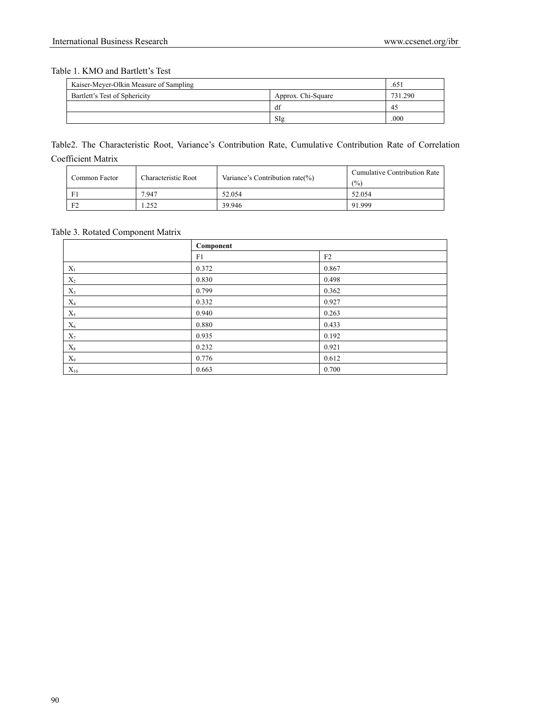Table 1. KMO and Bartlett's Test

| Kaiser-Meyer-Olkin Measure of Sampling | | .651 |
|---|---|---|
| Bartlett's Test of Sphericity | Approx. Chi-Square | 731.290 |
| | df | 45 |
| | SIg | .000 |

Table2. The Characteristic Root, Variance's Contribution Rate, Cumulative Contribution Rate of Correlation Coefficient Matrix

| Common Factor | Characteristic Root | Variance's Contribution rate(%) | Cumulative Contribution Rate (%) |
|---|---|---|---|
| F1 | 7.947 | 52.054 | 52.054 |
| F2 | 1.252 | 39.946 | 91.999 |

Table 3. Rotated Component Matrix

| | **Component** | |
|---|---|---|
| | F1 | F2 |
| $X_1$ | 0.372 | 0.867 |
| $X_2$ | 0.830 | 0.498 |
| $X_3$ | 0.799 | 0.362 |
| $X_4$ | 0.332 | 0.927 |
| $X_5$ | 0.940 | 0.263 |
| $X_6$ | 0.880 | 0.433 |
| $X_7$ | 0.935 | 0.192 |
| $X_8$ | 0.232 | 0.921 |
| $X_9$ | 0.776 | 0.612 |
| $X_{10}$ | 0.663 | 0.700 |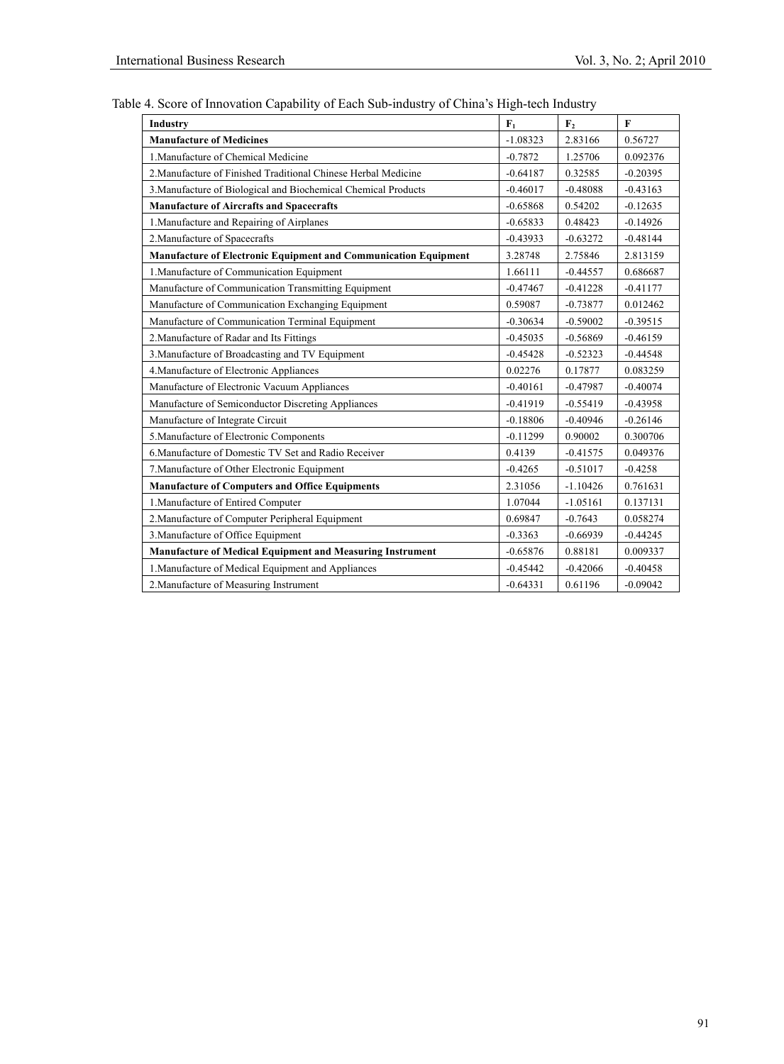Table 4. Score of Innovation Capability of Each Sub-industry of China's High-tech Industry

| **Industry** | $F_1$ | $F_2$ | **F** |
|---|---|---|---|
| **Manufacture of Medicines** | -1.08323 | 2.83166 | 0.56727 |
| 1.Manufacture of Chemical Medicine | -0.7872 | 1.25706 | 0.092376 |
| 2.Manufacture of Finished Traditional Chinese Herbal Medicine | -0.64187 | 0.32585 | -0.20395 |
| 3.Manufacture of Biological and Biochemical Chemical Products | -0.46017 | -0.48088 | -0.43163 |
| **Manufacture of Aircrafts and Spacecrafts** | -0.65868 | 0.54202 | -0.12635 |
| 1.Manufacture and Repairing of Airplanes | -0.65833 | 0.48423 | -0.14926 |
| 2.Manufacture of Spacecrafts | -0.43933 | -0.63272 | -0.48144 |
| **Manufacture of Electronic Equipment and Communication Equipment** | 3.28748 | 2.75846 | 2.813159 |
| 1.Manufacture of Communication Equipment | 1.66111 | -0.44557 | 0.686687 |
| Manufacture of Communication Transmitting Equipment | -0.47467 | -0.41228 | -0.41177 |
| Manufacture of Communication Exchanging Equipment | 0.59087 | -0.73877 | 0.012462 |
| Manufacture of Communication Terminal Equipment | -0.30634 | -0.59002 | -0.39515 |
| 2.Manufacture of Radar and Its Fittings | -0.45035 | -0.56869 | -0.46159 |
| 3.Manufacture of Broadcasting and TV Equipment | -0.45428 | -0.52323 | -0.44548 |
| 4.Manufacture of Electronic Appliances | 0.02276 | 0.17877 | 0.083259 |
| Manufacture of Electronic Vacuum Appliances | -0.40161 | -0.47987 | -0.40074 |
| Manufacture of Semiconductor Discreting Appliances | -0.41919 | -0.55419 | -0.43958 |
| Manufacture of Integrate Circuit | -0.18806 | -0.40946 | -0.26146 |
| 5.Manufacture of Electronic Components | -0.11299 | 0.90002 | 0.300706 |
| 6.Manufacture of Domestic TV Set and Radio Receiver | 0.4139 | -0.41575 | 0.049376 |
| 7.Manufacture of Other Electronic Equipment | -0.4265 | -0.51017 | -0.4258 |
| **Manufacture of Computers and Office Equipments** | 2.31056 | -1.10426 | 0.761631 |
| 1.Manufacture of Entired Computer | 1.07044 | -1.05161 | 0.137131 |
| 2.Manufacture of Computer Peripheral Equipment | 0.69847 | -0.7643 | 0.058274 |
| 3.Manufacture of Office Equipment | -0.3363 | -0.66939 | -0.44245 |
| **Manufacture of Medical Equipment and Measuring Instrument** | -0.65876 | 0.88181 | 0.009337 |
| 1.Manufacture of Medical Equipment and Appliances | -0.45442 | -0.42066 | -0.40458 |
| 2.Manufacture of Measuring Instrument | -0.64331 | 0.61196 | -0.09042 |